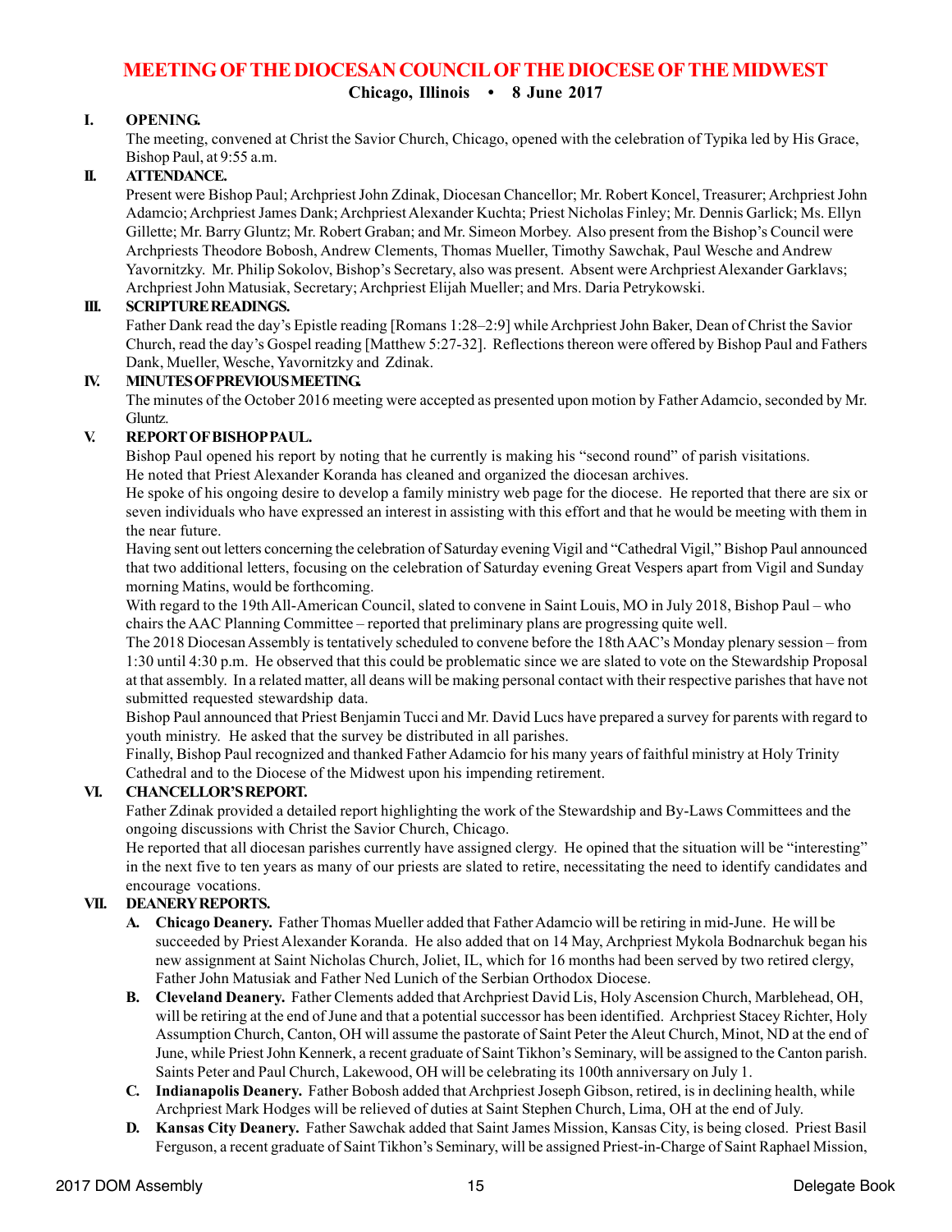# MEETING OF THE DIOCESAN COUNCIL OF THE DIOCESE OF THE MIDWEST

**Chicago, Illinois • 8 June 2017**

## I. OPENING.

The meeting, convened at Christ the Savior Church, Chicago, opened with the celebration of Typika led by His Grace, Bishop Paul, at 9:55 a.m.

## II. ATTENDANCE.

Present were Bishop Paul; Archpriest John Zdinak, Diocesan Chancellor; Mr. Robert Koncel, Treasurer; Archpriest John Adamcio; Archpriest James Dank; Archpriest Alexander Kuchta; Priest Nicholas Finley; Mr. Dennis Garlick; Ms. Ellyn Gillette; Mr. Barry Gluntz; Mr. Robert Graban; and Mr. Simeon Morbey. Also present from the Bishop's Council were Archpriests Theodore Bobosh, Andrew Clements, Thomas Mueller, Timothy Sawchak, Paul Wesche and Andrew Yavornitzky. Mr. Philip Sokolov, Bishop's Secretary, also was present. Absent were Archpriest Alexander Garklavs; Archpriest John Matusiak, Secretary; Archpriest Elijah Mueller; and Mrs. Daria Petrykowski.

## III. SCRIPTURE READINGS.

Father Dank read the day's Epistle reading [Romans 1:28–2:9] while Archpriest John Baker, Dean of Christ the Savior Church, read the day's Gospel reading [Matthew 5:27-32]. Reflections thereon were offered by Bishop Paul and Fathers Dank, Mueller, Wesche, Yavornitzky and Zdinak.

## IV. MINUTES OF PREVIOUS MEETING.

The minutes of the October 2016 meeting were accepted as presented upon motion by Father Adamcio, seconded by Mr. Gluntz.

## V. REPORT OF BISHOP PAUL.

Bishop Paul opened his report by noting that he currently is making his "second round" of parish visitations.

He noted that Priest Alexander Koranda has cleaned and organized the diocesan archives.

He spoke of his ongoing desire to develop a family ministry web page for the diocese. He reported that there are six or seven individuals who have expressed an interest in assisting with this effort and that he would be meeting with them in the near future.

Having sent out letters concerning the celebration of Saturday evening Vigil and "Cathedral Vigil," Bishop Paul announced that two additional letters, focusing on the celebration of Saturday evening Great Vespers apart from Vigil and Sunday morning Matins, would be forthcoming.

With regard to the 19th All-American Council, slated to convene in Saint Louis, MO in July 2018, Bishop Paul – who chairs the AAC Planning Committee – reported that preliminary plans are progressing quite well.

The 2018 Diocesan Assembly is tentatively scheduled to convene before the 18th AAC's Monday plenary session – from 1:30 until 4:30 p.m. He observed that this could be problematic since we are slated to vote on the Stewardship Proposal at that assembly. In a related matter, all deans will be making personal contact with their respective parishes that have not submitted requested stewardship data.

Bishop Paul announced that Priest Benjamin Tucci and Mr. David Lucs have prepared a survey for parents with regard to youth ministry. He asked that the survey be distributed in all parishes.

Finally, Bishop Paul recognized and thanked Father Adamcio for his many years of faithful ministry at Holy Trinity Cathedral and to the Diocese of the Midwest upon his impending retirement.

## VI. CHANCELLOR'S REPORT.

Father Zdinak provided a detailed report highlighting the work of the Stewardship and By-Laws Committees and the ongoing discussions with Christ the Savior Church, Chicago.

He reported that all diocesan parishes currently have assigned clergy. He opined that the situation will be "interesting" in the next five to ten years as many of our priests are slated to retire, necessitating the need to identify candidates and encourage vocations.

## VII. DEANERY REPORTS.

**A. Chicago Deanery.** Father Thomas Mueller added that Father Adamcio will be retiring in mid-June. He will be succeeded by Priest Alexander Koranda. He also added that on 14 May, Archpriest Mykola Bodnarchuk began his new assignment at Saint Nicholas Church, Joliet, IL, which for 16 months had been served by two retired clergy, Father John Matusiak and Father Ned Lunich of the Serbian Orthodox Diocese.

**B. Cleveland Deanery.** Father Clements added that Archpriest David Lis, Holy Ascension Church, Marblehead, OH, will be retiring at the end of June and that a potential successor has been identified. Archpriest Stacey Richter, Holy Assumption Church, Canton, OH will assume the pastorate of Saint Peter the Aleut Church, Minot, ND at the end of June, while Priest John Kennerk, a recent graduate of Saint Tikhon's Seminary, will be assigned to the Canton parish. Saints Peter and Paul Church, Lakewood, OH will be celebrating its 100th anniversary on July 1.

**C. Indianapolis Deanery.** Father Bobosh added that Archpriest Joseph Gibson, retired, is in declining health, while Archpriest Mark Hodges will be relieved of duties at Saint Stephen Church, Lima, OH at the end of July.

**D. Kansas City Deanery.** Father Sawchak added that Saint James Mission, Kansas City, is being closed. Priest Basil Ferguson, a recent graduate of Saint Tikhon's Seminary, will be assigned Priest-in-Charge of Saint Raphael Mission,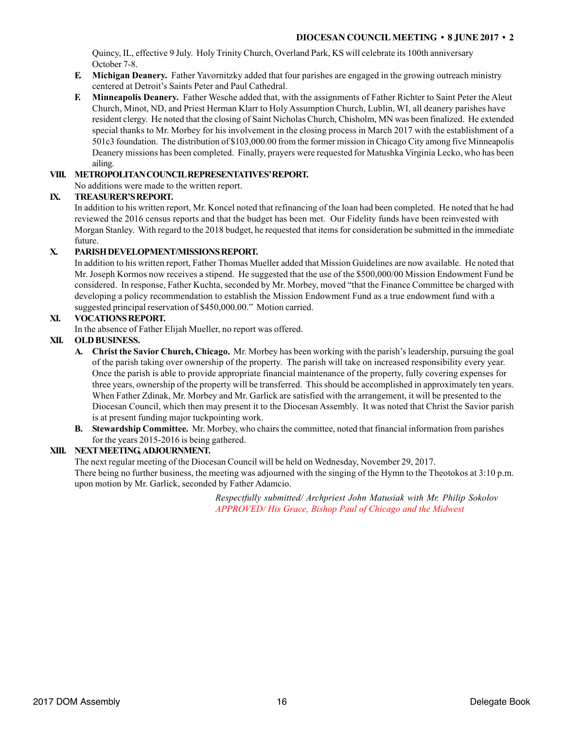Quincy, IL, effective 9 July. Holy Trinity Church, Overland Park, KS will celebrate its 100th anniversary October 7-8.

E. **Michigan Deanery.** Father Yavornitzky added that four parishes are engaged in the growing outreach ministry centered at Detroit's Saints Peter and Paul Cathedral.

F. **Minneapolis Deanery.** Father Wesche added that, with the assignments of Father Richter to Saint Peter the Aleut Church, Minot, ND, and Priest Herman Klarr to Holy Assumption Church, Lublin, WI, all deanery parishes have resident clergy. He noted that the closing of Saint Nicholas Church, Chisholm, MN was been finalized. He extended special thanks to Mr. Morbey for his involvement in the closing process in March 2017 with the establishment of a 501c3 foundation. The distribution of $103,000.00 from the former mission in Chicago City among five Minneapolis Deanery missions has been completed. Finally, prayers were requested for Matushka Virginia Lecko, who has been ailing.

**VIII. METROPOLITAN COUNCIL REPRESENTATIVES' REPORT.**

No additions were made to the written report.

**IX. TREASURER'S REPORT.**

In addition to his written report, Mr. Koncel noted that refinancing of the loan had been completed. He noted that he had reviewed the 2016 census reports and that the budget has been met. Our Fidelity funds have been reinvested with Morgan Stanley. With regard to the 2018 budget, he requested that items for consideration be submitted in the immediate future.

**X. PARISH DEVELOPMENT/MISSIONS REPORT.**

In addition to his written report, Father Thomas Mueller added that Mission Guidelines are now available. He noted that Mr. Joseph Kormos now receives a stipend. He suggested that the use of the $500,000/00 Mission Endowment Fund be considered. In response, Father Kuchta, seconded by Mr. Morbey, moved "that the Finance Committee be charged with developing a policy recommendation to establish the Mission Endowment Fund as a true endowment fund with a suggested principal reservation of $450,000.00." Motion carried.

**XI. VOCATIONS REPORT.**

In the absence of Father Elijah Mueller, no report was offered.

**XII. OLD BUSINESS.**

A. **Christ the Savior Church, Chicago.** Mr. Morbey has been working with the parish's leadership, pursuing the goal of the parish taking over ownership of the property. The parish will take on increased responsibility every year. Once the parish is able to provide appropriate financial maintenance of the property, fully covering expenses for three years, ownership of the property will be transferred. This should be accomplished in approximately ten years. When Father Zdinak, Mr. Morbey and Mr. Garlick are satisfied with the arrangement, it will be presented to the Diocesan Council, which then may present it to the Diocesan Assembly. It was noted that Christ the Savior parish is at present funding major tuckpointing work.

B. **Stewardship Committee.** Mr. Morbey, who chairs the committee, noted that financial information from parishes for the years 2015-2016 is being gathered.

**XIII. NEXT MEETING, ADJOURNMENT.**

The next regular meeting of the Diocesan Council will be held on Wednesday, November 29, 2017.

There being no further business, the meeting was adjourned with the singing of the Hymn to the Theotokos at 3:10 p.m. upon motion by Mr. Garlick, seconded by Father Adamcio.

*Respectfully submitted/ Archpriest John Matusiak with Mr. Philip Sokolov*
*APPROVED/ His Grace, Bishop Paul of Chicago and the Midwest*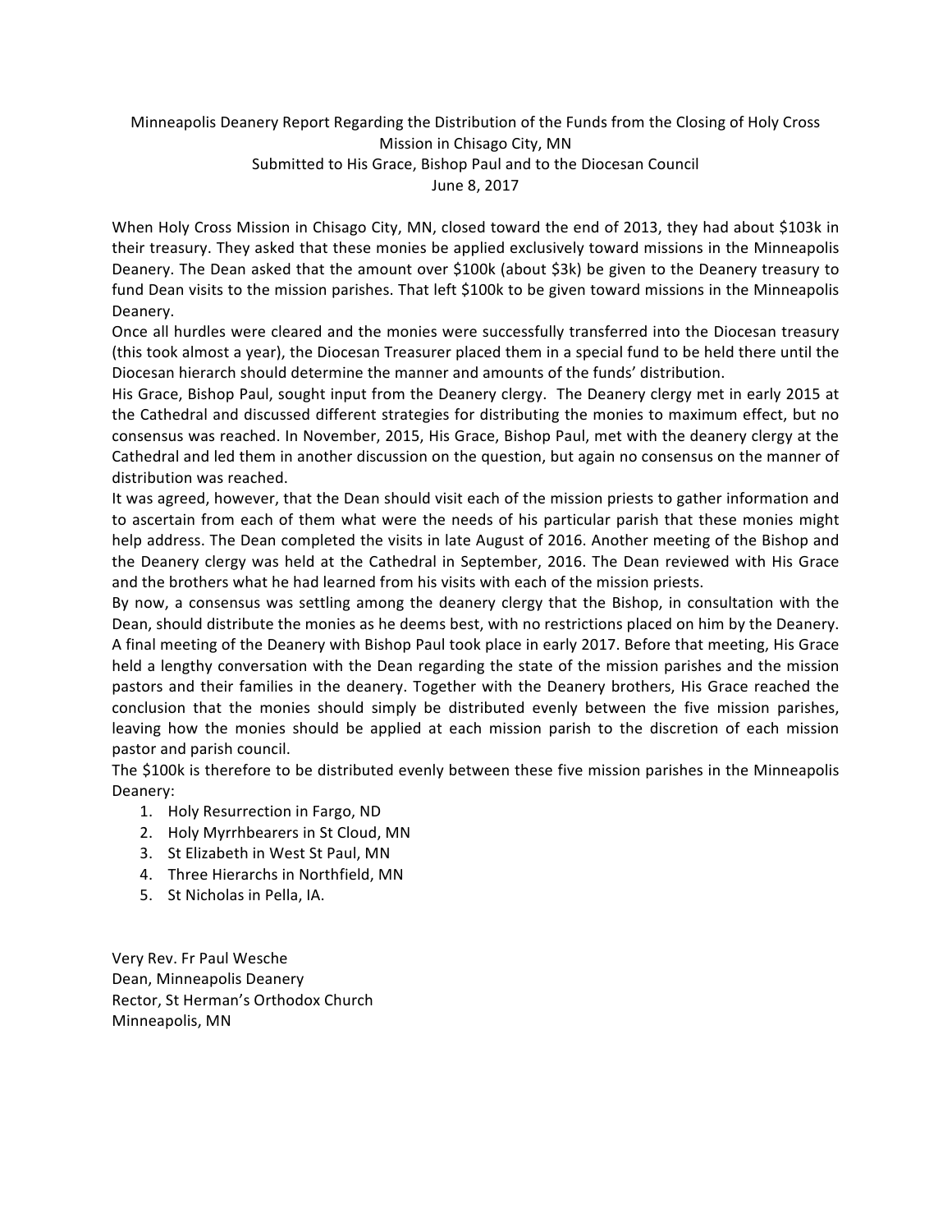Minneapolis Deanery Report Regarding the Distribution of the Funds from the Closing of Holy Cross Mission in Chisago City, MN
Submitted to His Grace, Bishop Paul and to the Diocesan Council
June 8, 2017

When Holy Cross Mission in Chisago City, MN, closed toward the end of 2013, they had about $103k in their treasury. They asked that these monies be applied exclusively toward missions in the Minneapolis Deanery. The Dean asked that the amount over $100k (about $3k) be given to the Deanery treasury to fund Dean visits to the mission parishes. That left $100k to be given toward missions in the Minneapolis Deanery.

Once all hurdles were cleared and the monies were successfully transferred into the Diocesan treasury (this took almost a year), the Diocesan Treasurer placed them in a special fund to be held there until the Diocesan hierarch should determine the manner and amounts of the funds' distribution.

His Grace, Bishop Paul, sought input from the Deanery clergy. The Deanery clergy met in early 2015 at the Cathedral and discussed different strategies for distributing the monies to maximum effect, but no consensus was reached. In November, 2015, His Grace, Bishop Paul, met with the deanery clergy at the Cathedral and led them in another discussion on the question, but again no consensus on the manner of distribution was reached.

It was agreed, however, that the Dean should visit each of the mission priests to gather information and to ascertain from each of them what were the needs of his particular parish that these monies might help address. The Dean completed the visits in late August of 2016. Another meeting of the Bishop and the Deanery clergy was held at the Cathedral in September, 2016. The Dean reviewed with His Grace and the brothers what he had learned from his visits with each of the mission priests.

By now, a consensus was settling among the deanery clergy that the Bishop, in consultation with the Dean, should distribute the monies as he deems best, with no restrictions placed on him by the Deanery. A final meeting of the Deanery with Bishop Paul took place in early 2017. Before that meeting, His Grace held a lengthy conversation with the Dean regarding the state of the mission parishes and the mission pastors and their families in the deanery. Together with the Deanery brothers, His Grace reached the conclusion that the monies should simply be distributed evenly between the five mission parishes, leaving how the monies should be applied at each mission parish to the discretion of each mission pastor and parish council.

The $100k is therefore to be distributed evenly between these five mission parishes in the Minneapolis Deanery:

1. Holy Resurrection in Fargo, ND
2. Holy Myrrhbearers in St Cloud, MN
3. St Elizabeth in West St Paul, MN
4. Three Hierarchs in Northfield, MN
5. St Nicholas in Pella, IA.

Very Rev. Fr Paul Wesche
Dean, Minneapolis Deanery
Rector, St Herman's Orthodox Church
Minneapolis, MN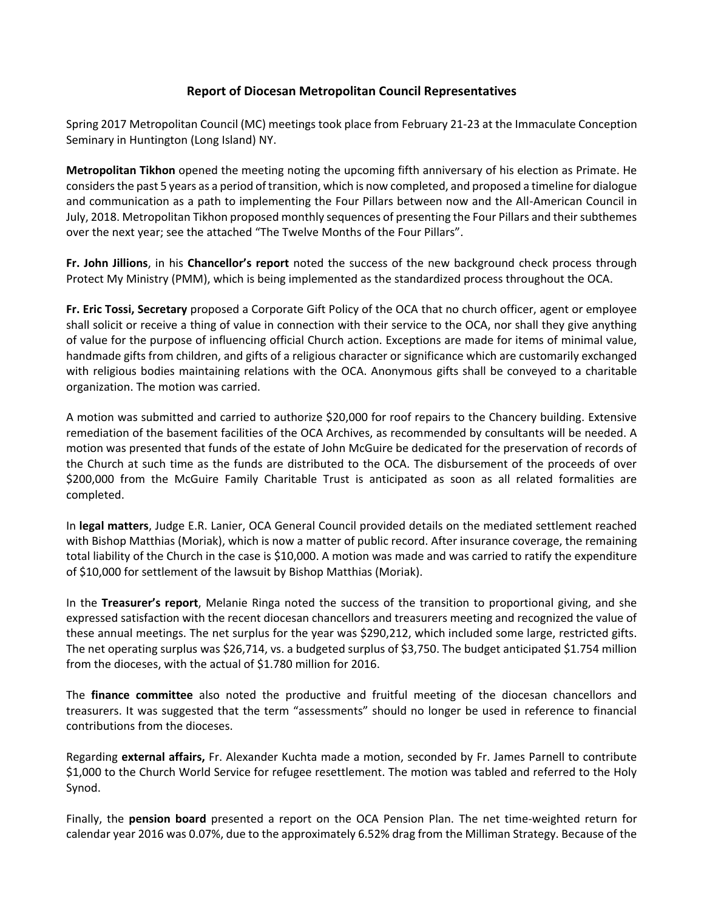## Report of Diocesan Metropolitan Council Representatives

Spring 2017 Metropolitan Council (MC) meetings took place from February 21-23 at the Immaculate Conception Seminary in Huntington (Long Island) NY.

**Metropolitan Tikhon** opened the meeting noting the upcoming fifth anniversary of his election as Primate. He considers the past 5 years as a period of transition, which is now completed, and proposed a timeline for dialogue and communication as a path to implementing the Four Pillars between now and the All-American Council in July, 2018. Metropolitan Tikhon proposed monthly sequences of presenting the Four Pillars and their subthemes over the next year; see the attached "The Twelve Months of the Four Pillars".

**Fr. John Jillions**, in his **Chancellor's report** noted the success of the new background check process through Protect My Ministry (PMM), which is being implemented as the standardized process throughout the OCA.

**Fr. Eric Tossi, Secretary** proposed a Corporate Gift Policy of the OCA that no church officer, agent or employee shall solicit or receive a thing of value in connection with their service to the OCA, nor shall they give anything of value for the purpose of influencing official Church action. Exceptions are made for items of minimal value, handmade gifts from children, and gifts of a religious character or significance which are customarily exchanged with religious bodies maintaining relations with the OCA. Anonymous gifts shall be conveyed to a charitable organization. The motion was carried.

A motion was submitted and carried to authorize $20,000 for roof repairs to the Chancery building. Extensive remediation of the basement facilities of the OCA Archives, as recommended by consultants will be needed. A motion was presented that funds of the estate of John McGuire be dedicated for the preservation of records of the Church at such time as the funds are distributed to the OCA. The disbursement of the proceeds of over $200,000 from the McGuire Family Charitable Trust is anticipated as soon as all related formalities are completed.

In **legal matters**, Judge E.R. Lanier, OCA General Council provided details on the mediated settlement reached with Bishop Matthias (Moriak), which is now a matter of public record. After insurance coverage, the remaining total liability of the Church in the case is $10,000. A motion was made and was carried to ratify the expenditure of $10,000 for settlement of the lawsuit by Bishop Matthias (Moriak).

In the **Treasurer's report**, Melanie Ringa noted the success of the transition to proportional giving, and she expressed satisfaction with the recent diocesan chancellors and treasurers meeting and recognized the value of these annual meetings. The net surplus for the year was $290,212, which included some large, restricted gifts. The net operating surplus was $26,714, vs. a budgeted surplus of $3,750. The budget anticipated $1.754 million from the dioceses, with the actual of $1.780 million for 2016.

The **finance committee** also noted the productive and fruitful meeting of the diocesan chancellors and treasurers. It was suggested that the term "assessments" should no longer be used in reference to financial contributions from the dioceses.

Regarding **external affairs,** Fr. Alexander Kuchta made a motion, seconded by Fr. James Parnell to contribute $1,000 to the Church World Service for refugee resettlement. The motion was tabled and referred to the Holy Synod.

Finally, the **pension board** presented a report on the OCA Pension Plan. The net time-weighted return for calendar year 2016 was 0.07%, due to the approximately 6.52% drag from the Milliman Strategy. Because of the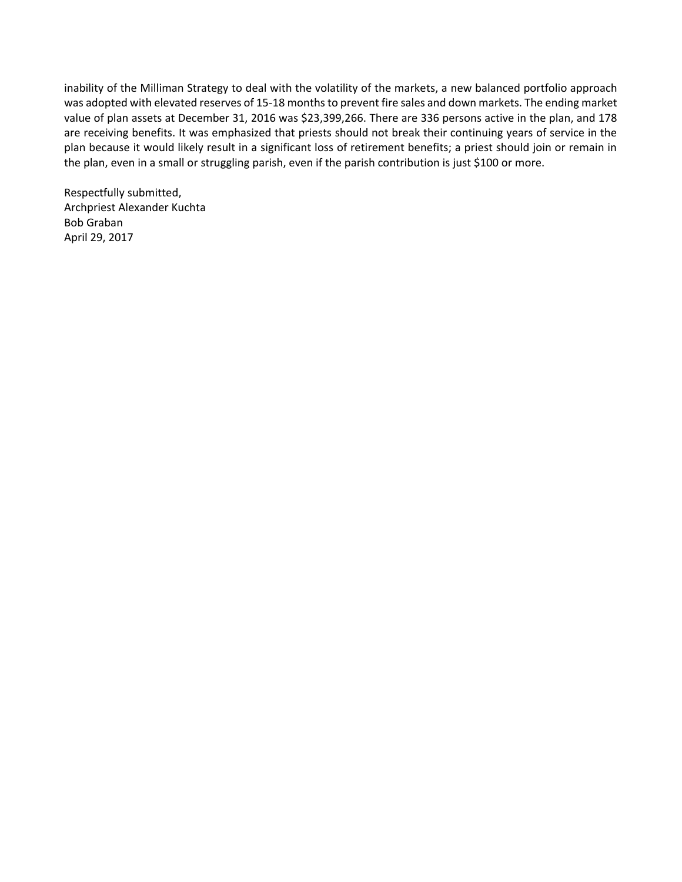inability of the Milliman Strategy to deal with the volatility of the markets, a new balanced portfolio approach was adopted with elevated reserves of 15-18 months to prevent fire sales and down markets. The ending market value of plan assets at December 31, 2016 was $23,399,266. There are 336 persons active in the plan, and 178 are receiving benefits. It was emphasized that priests should not break their continuing years of service in the plan because it would likely result in a significant loss of retirement benefits; a priest should join or remain in the plan, even in a small or struggling parish, even if the parish contribution is just $100 or more.

Respectfully submitted,
Archpriest Alexander Kuchta
Bob Graban
April 29, 2017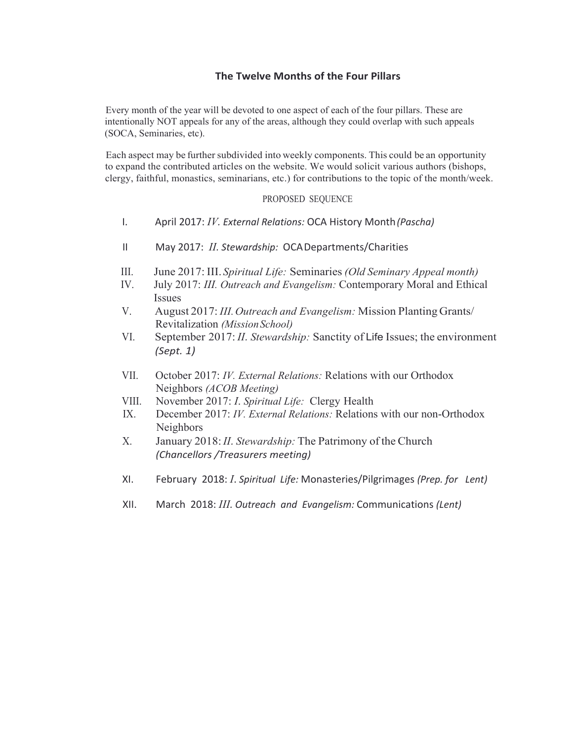## The Twelve Months of the Four Pillars

Every month of the year will be devoted to one aspect of each of the four pillars. These are intentionally NOT appeals for any of the areas, although they could overlap with such appeals (SOCA, Seminaries, etc).

Each aspect may be further subdivided into weekly components. This could be an opportunity to expand the contributed articles on the website. We would solicit various authors (bishops, clergy, faithful, monastics, seminarians, etc.) for contributions to the topic of the month/week.

PROPOSED SEQUENCE

I. April 2017: *IV. External Relations:* OCA History Month *(Pascha)*

II May 2017: *II. Stewardship:* OCA Departments/Charities

III. June 2017: III. *Spiritual Life:* Seminaries *(Old Seminary Appeal month)*

IV. July 2017: *III. Outreach and Evangelism:* Contemporary Moral and Ethical Issues

V. August 2017: *III. Outreach and Evangelism:* Mission Planting Grants/ Revitalization *(Mission School)*

VI. September 2017: *II. Stewardship:* Sanctity of Life Issues; the environment *(Sept. 1)*

VII. October 2017: *IV. External Relations:* Relations with our Orthodox Neighbors *(ACOB Meeting)*

VIII. November 2017: *I. Spiritual Life:* Clergy Health

IX. December 2017: *IV. External Relations:* Relations with our non-Orthodox Neighbors

X. January 2018: *II. Stewardship:* The Patrimony of the Church *(Chancellors /Treasurers meeting)*

XI. February 2018: *I. Spiritual Life:* Monasteries/Pilgrimages *(Prep. for Lent)*

XII. March 2018: *III. Outreach and Evangelism:* Communications *(Lent)*